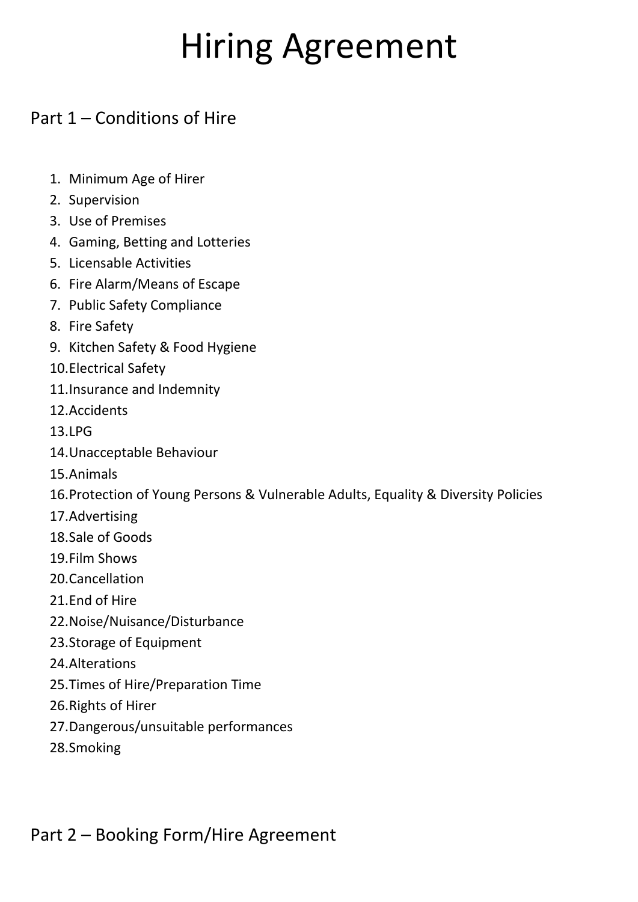# Hiring Agreement

## Part 1 – Conditions of Hire

1. Minimum Age of Hirer
2. Supervision
3. Use of Premises
4. Gaming, Betting and Lotteries
5. Licensable Activities
6. Fire Alarm/Means of Escape
7. Public Safety Compliance
8. Fire Safety
9. Kitchen Safety & Food Hygiene
10. Electrical Safety
11. Insurance and Indemnity
12. Accidents
13. LPG
14. Unacceptable Behaviour
15. Animals
16. Protection of Young Persons & Vulnerable Adults, Equality & Diversity Policies
17. Advertising
18. Sale of Goods
19. Film Shows
20. Cancellation
21. End of Hire
22. Noise/Nuisance/Disturbance
23. Storage of Equipment
24. Alterations
25. Times of Hire/Preparation Time
26. Rights of Hirer
27. Dangerous/unsuitable performances
28. Smoking

## Part 2 – Booking Form/Hire Agreement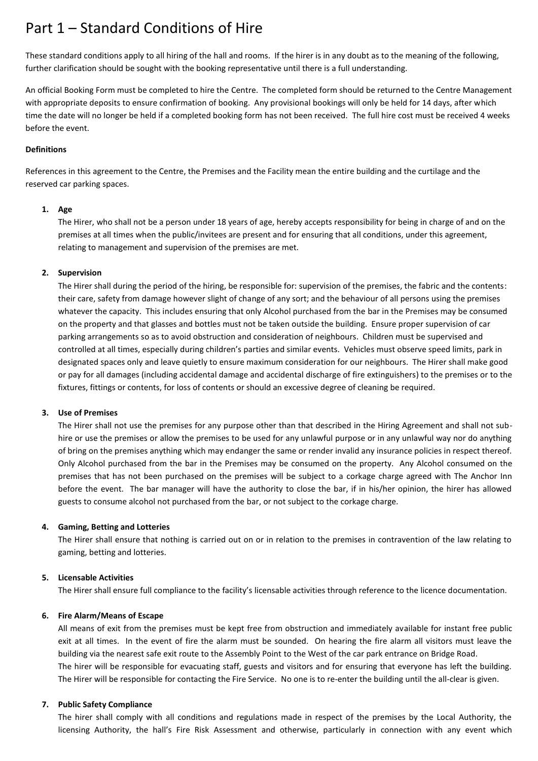# Part 1 – Standard Conditions of Hire

These standard conditions apply to all hiring of the hall and rooms. If the hirer is in any doubt as to the meaning of the following, further clarification should be sought with the booking representative until there is a full understanding.

An official Booking Form must be completed to hire the Centre. The completed form should be returned to the Centre Management with appropriate deposits to ensure confirmation of booking. Any provisional bookings will only be held for 14 days, after which time the date will no longer be held if a completed booking form has not been received. The full hire cost must be received 4 weeks before the event.

**Definitions**

References in this agreement to the Centre, the Premises and the Facility mean the entire building and the curtilage and the reserved car parking spaces.

1. **Age**
   The Hirer, who shall not be a person under 18 years of age, hereby accepts responsibility for being in charge of and on the premises at all times when the public/invitees are present and for ensuring that all conditions, under this agreement, relating to management and supervision of the premises are met.

2. **Supervision**
   The Hirer shall during the period of the hiring, be responsible for: supervision of the premises, the fabric and the contents: their care, safety from damage however slight of change of any sort; and the behaviour of all persons using the premises whatever the capacity. This includes ensuring that only Alcohol purchased from the bar in the Premises may be consumed on the property and that glasses and bottles must not be taken outside the building. Ensure proper supervision of car parking arrangements so as to avoid obstruction and consideration of neighbours. Children must be supervised and controlled at all times, especially during children's parties and similar events. Vehicles must observe speed limits, park in designated spaces only and leave quietly to ensure maximum consideration for our neighbours. The Hirer shall make good or pay for all damages (including accidental damage and accidental discharge of fire extinguishers) to the premises or to the fixtures, fittings or contents, for loss of contents or should an excessive degree of cleaning be required.

3. **Use of Premises**
   The Hirer shall not use the premises for any purpose other than that described in the Hiring Agreement and shall not sub-hire or use the premises or allow the premises to be used for any unlawful purpose or in any unlawful way nor do anything of bring on the premises anything which may endanger the same or render invalid any insurance policies in respect thereof. Only Alcohol purchased from the bar in the Premises may be consumed on the property. Any Alcohol consumed on the premises that has not been purchased on the premises will be subject to a corkage charge agreed with The Anchor Inn before the event. The bar manager will have the authority to close the bar, if in his/her opinion, the hirer has allowed guests to consume alcohol not purchased from the bar, or not subject to the corkage charge.

4. **Gaming, Betting and Lotteries**
   The Hirer shall ensure that nothing is carried out on or in relation to the premises in contravention of the law relating to gaming, betting and lotteries.

5. **Licensable Activities**
   The Hirer shall ensure full compliance to the facility's licensable activities through reference to the licence documentation.

6. **Fire Alarm/Means of Escape**
   All means of exit from the premises must be kept free from obstruction and immediately available for instant free public exit at all times. In the event of fire the alarm must be sounded. On hearing the fire alarm all visitors must leave the building via the nearest safe exit route to the Assembly Point to the West of the car park entrance on Bridge Road.
   The hirer will be responsible for evacuating staff, guests and visitors and for ensuring that everyone has left the building. The Hirer will be responsible for contacting the Fire Service. No one is to re-enter the building until the all-clear is given.

7. **Public Safety Compliance**
   The hirer shall comply with all conditions and regulations made in respect of the premises by the Local Authority, the licensing Authority, the hall's Fire Risk Assessment and otherwise, particularly in connection with any event which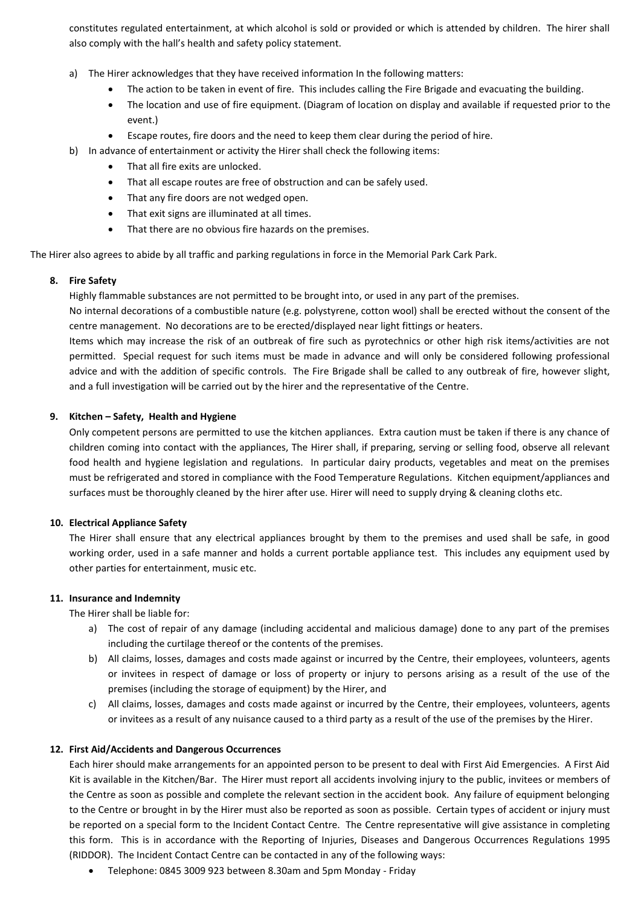constitutes regulated entertainment, at which alcohol is sold or provided or which is attended by children. The hirer shall also comply with the hall's health and safety policy statement.

a) The Hirer acknowledges that they have received information In the following matters:
   - The action to be taken in event of fire. This includes calling the Fire Brigade and evacuating the building.
   - The location and use of fire equipment. (Diagram of location on display and available if requested prior to the event.)
   - Escape routes, fire doors and the need to keep them clear during the period of hire.

b) In advance of entertainment or activity the Hirer shall check the following items:
   - That all fire exits are unlocked.
   - That all escape routes are free of obstruction and can be safely used.
   - That any fire doors are not wedged open.
   - That exit signs are illuminated at all times.
   - That there are no obvious fire hazards on the premises.

The Hirer also agrees to abide by all traffic and parking regulations in force in the Memorial Park Cark Park.

**8. Fire Safety**

Highly flammable substances are not permitted to be brought into, or used in any part of the premises.

No internal decorations of a combustible nature (e.g. polystyrene, cotton wool) shall be erected without the consent of the centre management. No decorations are to be erected/displayed near light fittings or heaters.

Items which may increase the risk of an outbreak of fire such as pyrotechnics or other high risk items/activities are not permitted. Special request for such items must be made in advance and will only be considered following professional advice and with the addition of specific controls. The Fire Brigade shall be called to any outbreak of fire, however slight, and a full investigation will be carried out by the hirer and the representative of the Centre.

**9. Kitchen – Safety, Health and Hygiene**

Only competent persons are permitted to use the kitchen appliances. Extra caution must be taken if there is any chance of children coming into contact with the appliances, The Hirer shall, if preparing, serving or selling food, observe all relevant food health and hygiene legislation and regulations. In particular dairy products, vegetables and meat on the premises must be refrigerated and stored in compliance with the Food Temperature Regulations. Kitchen equipment/appliances and surfaces must be thoroughly cleaned by the hirer after use. Hirer will need to supply drying & cleaning cloths etc.

**10. Electrical Appliance Safety**

The Hirer shall ensure that any electrical appliances brought by them to the premises and used shall be safe, in good working order, used in a safe manner and holds a current portable appliance test. This includes any equipment used by other parties for entertainment, music etc.

**11. Insurance and Indemnity**

The Hirer shall be liable for:

a) The cost of repair of any damage (including accidental and malicious damage) done to any part of the premises including the curtilage thereof or the contents of the premises.

b) All claims, losses, damages and costs made against or incurred by the Centre, their employees, volunteers, agents or invitees in respect of damage or loss of property or injury to persons arising as a result of the use of the premises (including the storage of equipment) by the Hirer, and

c) All claims, losses, damages and costs made against or incurred by the Centre, their employees, volunteers, agents or invitees as a result of any nuisance caused to a third party as a result of the use of the premises by the Hirer.

**12. First Aid/Accidents and Dangerous Occurrences**

Each hirer should make arrangements for an appointed person to be present to deal with First Aid Emergencies. A First Aid Kit is available in the Kitchen/Bar. The Hirer must report all accidents involving injury to the public, invitees or members of the Centre as soon as possible and complete the relevant section in the accident book. Any failure of equipment belonging to the Centre or brought in by the Hirer must also be reported as soon as possible. Certain types of accident or injury must be reported on a special form to the Incident Contact Centre. The Centre representative will give assistance in completing this form. This is in accordance with the Reporting of Injuries, Diseases and Dangerous Occurrences Regulations 1995 (RIDDOR). The Incident Contact Centre can be contacted in any of the following ways:

- Telephone: 0845 3009 923 between 8.30am and 5pm Monday - Friday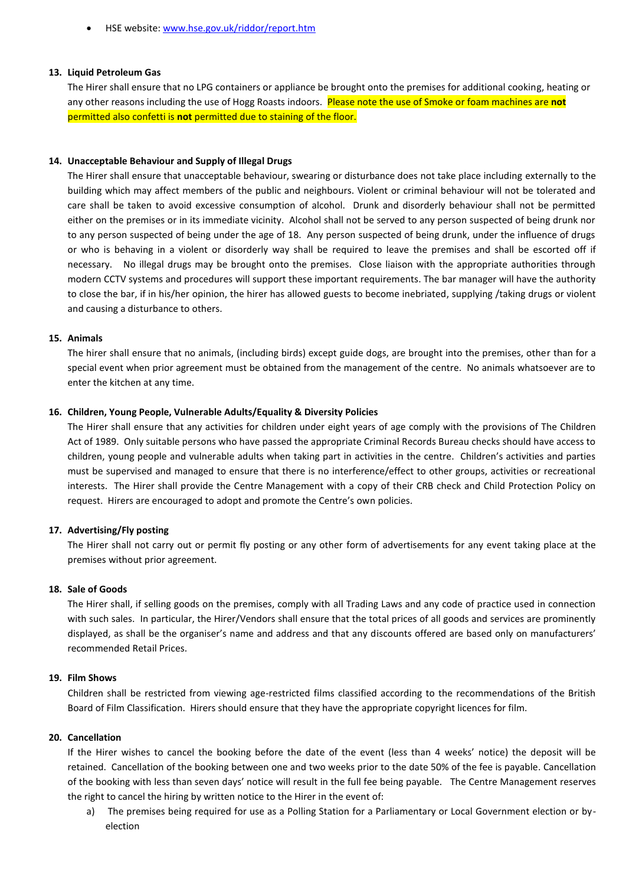- HSE website: www.hse.gov.uk/riddor/report.htm

**13. Liquid Petroleum Gas**

The Hirer shall ensure that no LPG containers or appliance be brought onto the premises for additional cooking, heating or any other reasons including the use of Hogg Roasts indoors. Please note the use of Smoke or foam machines are **not** permitted also confetti is **not** permitted due to staining of the floor.

**14. Unacceptable Behaviour and Supply of Illegal Drugs**

The Hirer shall ensure that unacceptable behaviour, swearing or disturbance does not take place including externally to the building which may affect members of the public and neighbours. Violent or criminal behaviour will not be tolerated and care shall be taken to avoid excessive consumption of alcohol. Drunk and disorderly behaviour shall not be permitted either on the premises or in its immediate vicinity. Alcohol shall not be served to any person suspected of being drunk nor to any person suspected of being under the age of 18. Any person suspected of being drunk, under the influence of drugs or who is behaving in a violent or disorderly way shall be required to leave the premises and shall be escorted off if necessary. No illegal drugs may be brought onto the premises. Close liaison with the appropriate authorities through modern CCTV systems and procedures will support these important requirements. The bar manager will have the authority to close the bar, if in his/her opinion, the hirer has allowed guests to become inebriated, supplying /taking drugs or violent and causing a disturbance to others.

**15. Animals**

The hirer shall ensure that no animals, (including birds) except guide dogs, are brought into the premises, other than for a special event when prior agreement must be obtained from the management of the centre. No animals whatsoever are to enter the kitchen at any time.

**16. Children, Young People, Vulnerable Adults/Equality & Diversity Policies**

The Hirer shall ensure that any activities for children under eight years of age comply with the provisions of The Children Act of 1989. Only suitable persons who have passed the appropriate Criminal Records Bureau checks should have access to children, young people and vulnerable adults when taking part in activities in the centre. Children's activities and parties must be supervised and managed to ensure that there is no interference/effect to other groups, activities or recreational interests. The Hirer shall provide the Centre Management with a copy of their CRB check and Child Protection Policy on request. Hirers are encouraged to adopt and promote the Centre's own policies.

**17. Advertising/Fly posting**

The Hirer shall not carry out or permit fly posting or any other form of advertisements for any event taking place at the premises without prior agreement.

**18. Sale of Goods**

The Hirer shall, if selling goods on the premises, comply with all Trading Laws and any code of practice used in connection with such sales. In particular, the Hirer/Vendors shall ensure that the total prices of all goods and services are prominently displayed, as shall be the organiser's name and address and that any discounts offered are based only on manufacturers' recommended Retail Prices.

**19. Film Shows**

Children shall be restricted from viewing age-restricted films classified according to the recommendations of the British Board of Film Classification. Hirers should ensure that they have the appropriate copyright licences for film.

**20. Cancellation**

If the Hirer wishes to cancel the booking before the date of the event (less than 4 weeks' notice) the deposit will be retained. Cancellation of the booking between one and two weeks prior to the date 50% of the fee is payable. Cancellation of the booking with less than seven days' notice will result in the full fee being payable. The Centre Management reserves the right to cancel the hiring by written notice to the Hirer in the event of:

a) The premises being required for use as a Polling Station for a Parliamentary or Local Government election or by-election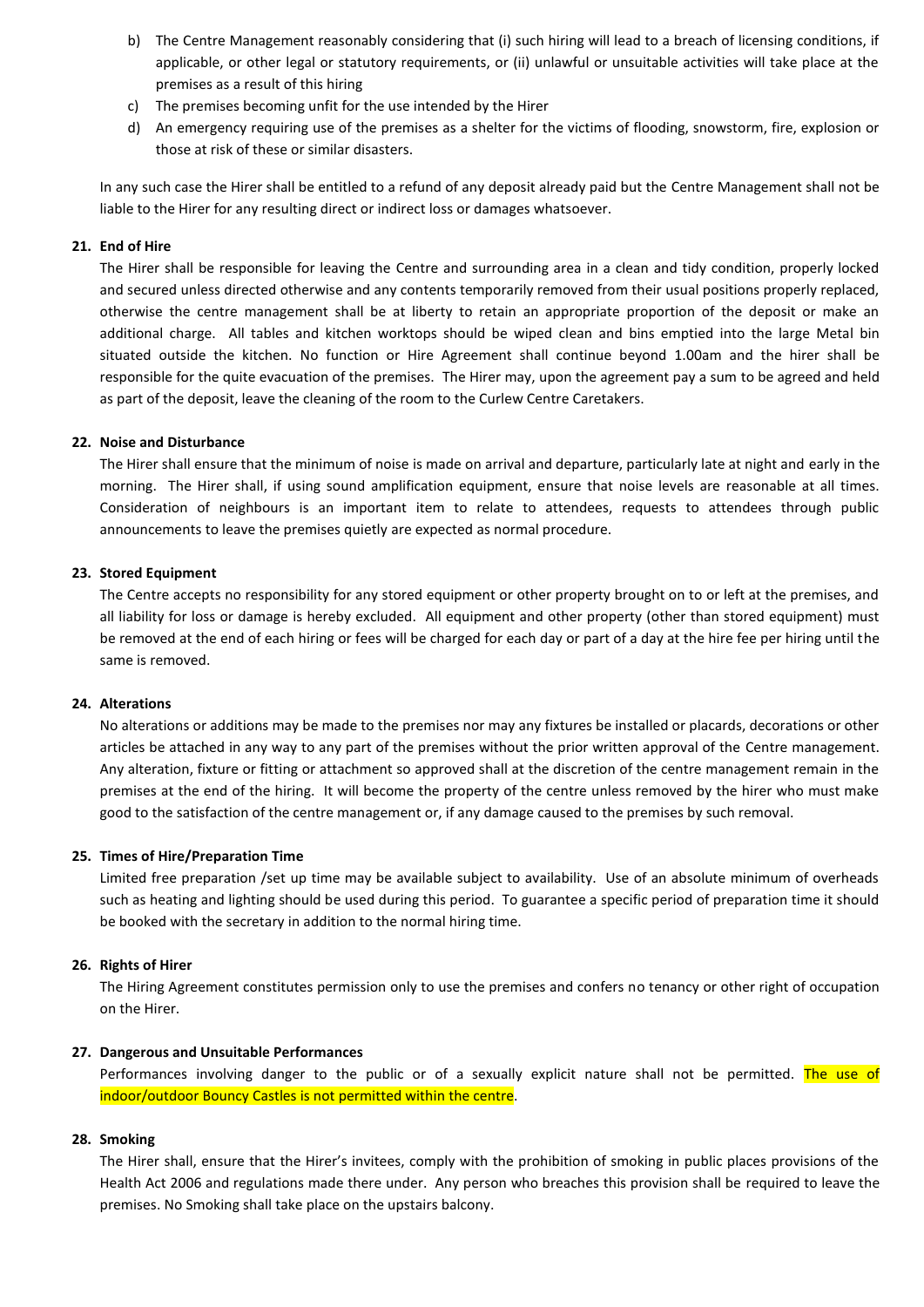b) The Centre Management reasonably considering that (i) such hiring will lead to a breach of licensing conditions, if applicable, or other legal or statutory requirements, or (ii) unlawful or unsuitable activities will take place at the premises as a result of this hiring
c) The premises becoming unfit for the use intended by the Hirer
d) An emergency requiring use of the premises as a shelter for the victims of flooding, snowstorm, fire, explosion or those at risk of these or similar disasters.

In any such case the Hirer shall be entitled to a refund of any deposit already paid but the Centre Management shall not be liable to the Hirer for any resulting direct or indirect loss or damages whatsoever.

**21. End of Hire**

The Hirer shall be responsible for leaving the Centre and surrounding area in a clean and tidy condition, properly locked and secured unless directed otherwise and any contents temporarily removed from their usual positions properly replaced, otherwise the centre management shall be at liberty to retain an appropriate proportion of the deposit or make an additional charge. All tables and kitchen worktops should be wiped clean and bins emptied into the large Metal bin situated outside the kitchen. No function or Hire Agreement shall continue beyond 1.00am and the hirer shall be responsible for the quite evacuation of the premises. The Hirer may, upon the agreement pay a sum to be agreed and held as part of the deposit, leave the cleaning of the room to the Curlew Centre Caretakers.

**22. Noise and Disturbance**

The Hirer shall ensure that the minimum of noise is made on arrival and departure, particularly late at night and early in the morning. The Hirer shall, if using sound amplification equipment, ensure that noise levels are reasonable at all times. Consideration of neighbours is an important item to relate to attendees, requests to attendees through public announcements to leave the premises quietly are expected as normal procedure.

**23. Stored Equipment**

The Centre accepts no responsibility for any stored equipment or other property brought on to or left at the premises, and all liability for loss or damage is hereby excluded. All equipment and other property (other than stored equipment) must be removed at the end of each hiring or fees will be charged for each day or part of a day at the hire fee per hiring until the same is removed.

**24. Alterations**

No alterations or additions may be made to the premises nor may any fixtures be installed or placards, decorations or other articles be attached in any way to any part of the premises without the prior written approval of the Centre management. Any alteration, fixture or fitting or attachment so approved shall at the discretion of the centre management remain in the premises at the end of the hiring. It will become the property of the centre unless removed by the hirer who must make good to the satisfaction of the centre management or, if any damage caused to the premises by such removal.

**25. Times of Hire/Preparation Time**

Limited free preparation /set up time may be available subject to availability. Use of an absolute minimum of overheads such as heating and lighting should be used during this period. To guarantee a specific period of preparation time it should be booked with the secretary in addition to the normal hiring time.

**26. Rights of Hirer**

The Hiring Agreement constitutes permission only to use the premises and confers no tenancy or other right of occupation on the Hirer.

**27. Dangerous and Unsuitable Performances**

Performances involving danger to the public or of a sexually explicit nature shall not be permitted. The use of indoor/outdoor Bouncy Castles is not permitted within the centre.

**28. Smoking**

The Hirer shall, ensure that the Hirer's invitees, comply with the prohibition of smoking in public places provisions of the Health Act 2006 and regulations made there under. Any person who breaches this provision shall be required to leave the premises. No Smoking shall take place on the upstairs balcony.